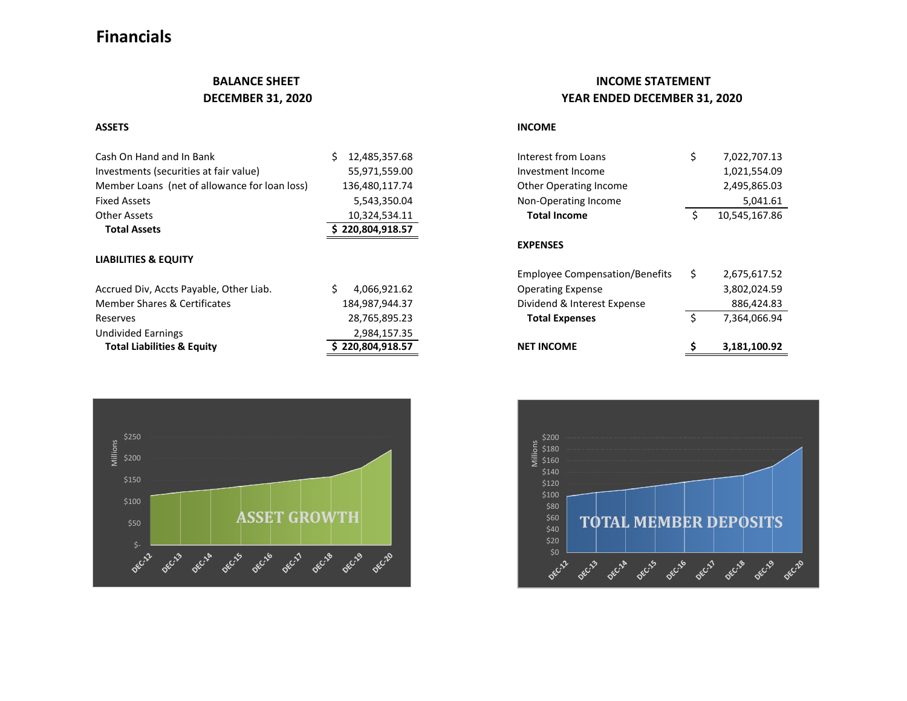# Financials

## BALANCE SHEET
## DECEMBER 31, 2020

### ASSETS

| | |
|---|---:|
| Cash On Hand and In Bank | $ 12,485,357.68 |
| Investments (securities at fair value) | 55,971,559.00 |
| Member Loans (net of allowance for loan loss) | 136,480,117.74 |
| Fixed Assets | 5,543,350.04 |
| Other Assets | 10,324,534.11 |
| **Total Assets** | **$ 220,804,918.57** |

### LIABILITIES & EQUITY

| | |
|---|---:|
| Accrued Div, Accts Payable, Other Liab. | $ 4,066,921.62 |
| Member Shares & Certificates | 184,987,944.37 |
| Reserves | 28,765,895.23 |
| Undivided Earnings | 2,984,157.35 |
| **Total Liabilities & Equity** | **$ 220,804,918.57** |

## INCOME STATEMENT
## YEAR ENDED DECEMBER 31, 2020

### INCOME

| | |
|---|---:|
| Interest from Loans | $ 7,022,707.13 |
| Investment Income | 1,021,554.09 |
| Other Operating Income | 2,495,865.03 |
| Non-Operating Income | 5,041.61 |
| **Total Income** | **$ 10,545,167.86** |

### EXPENSES

| | |
|---|---:|
| Employee Compensation/Benefits | $ 2,675,617.52 |
| Operating Expense | 3,802,024.59 |
| Dividend & Interest Expense | 886,424.83 |
| **Total Expenses** | **$ 7,364,066.94** |
| **NET INCOME** | **$ 3,181,100.92** |

ASSET GROWTH

TOTAL MEMBER DEPOSITS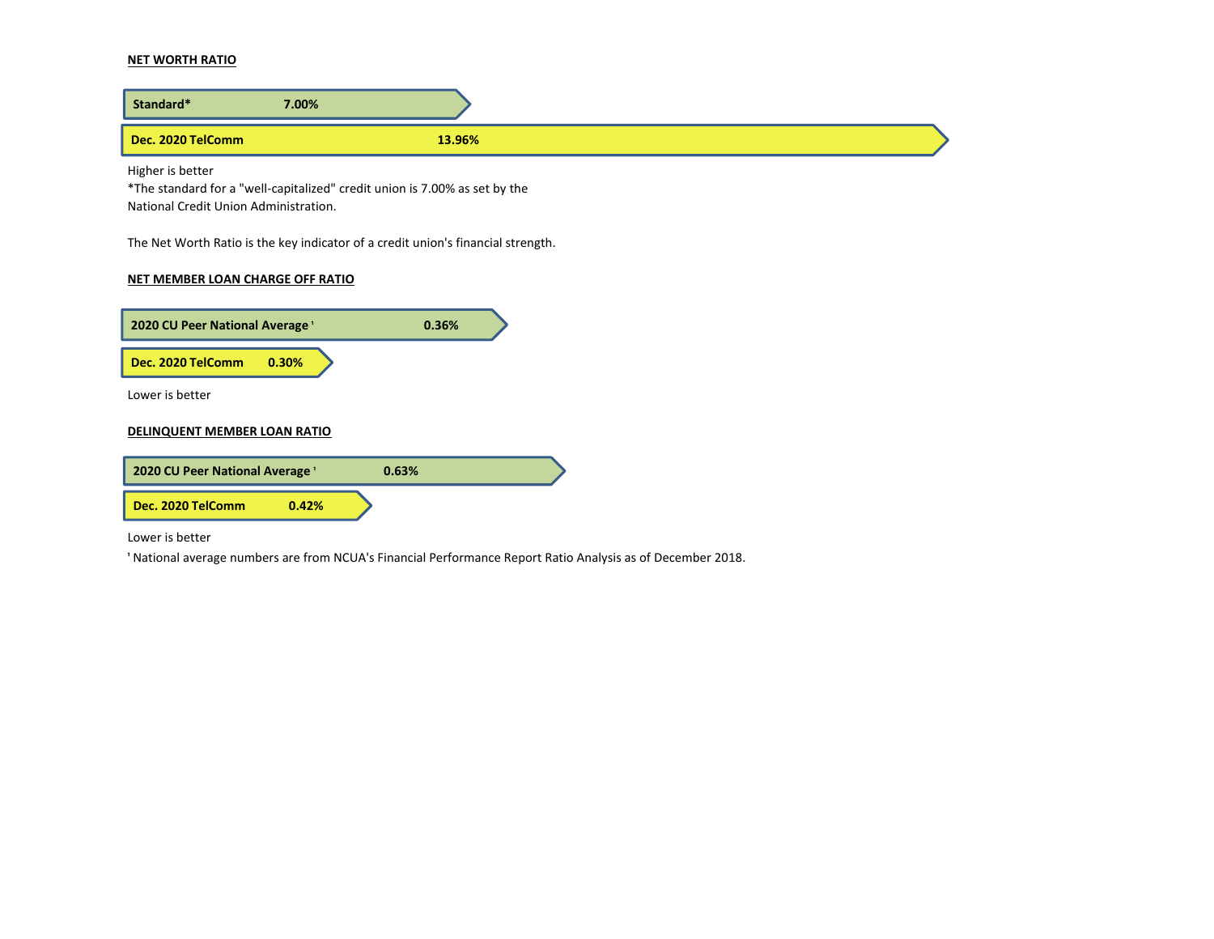**NET WORTH RATIO**

Standard* 7.00%

Dec. 2020 TelComm 13.96%

Higher is better

*The standard for a "well-capitalized" credit union is 7.00% as set by the National Credit Union Administration.

The Net Worth Ratio is the key indicator of a credit union's financial strength.

**NET MEMBER LOAN CHARGE OFF RATIO**

2020 CU Peer National Average [1] 0.36%

Dec. 2020 TelComm 0.30%

Lower is better

**DELINQUENT MEMBER LOAN RATIO**

2020 CU Peer National Average [1] 0.63%

Dec. 2020 TelComm 0.42%

Lower is better

[1] National average numbers are from NCUA's Financial Performance Report Ratio Analysis as of December 2018.